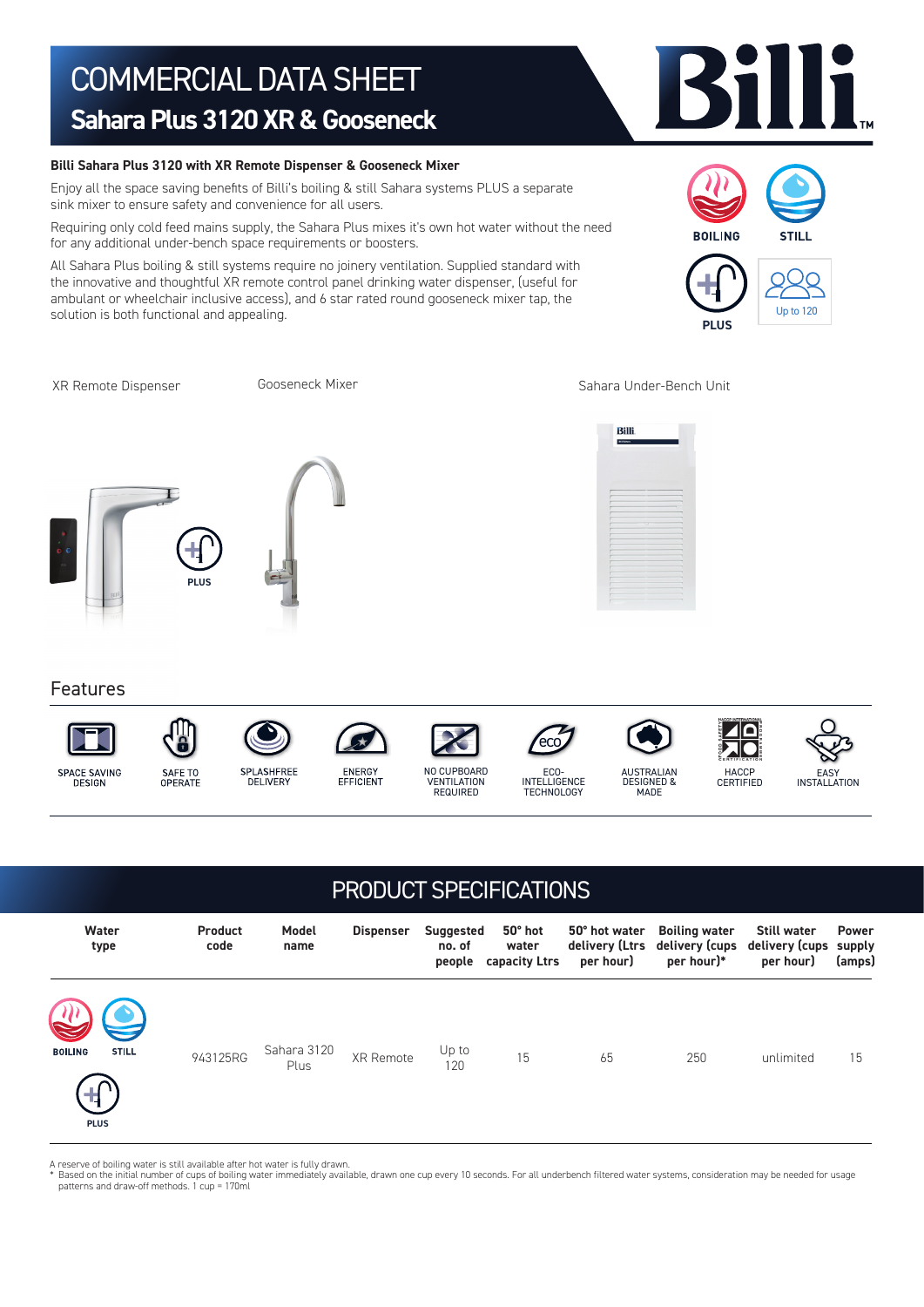# COMMERCIAL DATA SHEET

## Sahara Plus 3120 XR & Gooseneck

**Billi Sahara Plus 3120 with XR Remote Dispenser & Gooseneck Mixer**

Enjoy all the space saving benefits of Billi's boiling & still Sahara systems PLUS a separate sink mixer to ensure safety and convenience for all users.

Requiring only cold feed mains supply, the Sahara Plus mixes it's own hot water without the need for any additional under-bench space requirements or boosters.

All Sahara Plus boiling & still systems require no joinery ventilation. Supplied standard with the innovative and thoughtful XR remote control panel drinking water dispenser, (useful for ambulant or wheelchair inclusive access), and 6 star rated round gooseneck mixer tap, the solution is both functional and appealing.

BOILING STILL PLUS Up to 120

XR Remote Dispenser | Gooseneck Mixer | Sahara Under-Bench Unit

## Features

SPACE SAVING DESIGN | SAFE TO OPERATE | SPLASHFREE DELIVERY | ENERGY EFFICIENT | NO CUPBOARD VENTILATION REQUIRED | ECO-INTELLIGENCE TECHNOLOGY | AUSTRALIAN DESIGNED & MADE | HACCP CERTIFIED | EASY INSTALLATION

## PRODUCT SPECIFICATIONS

| Water type | Product code | Model name | Dispenser | Suggested no. of people | 50° hot water capacity Ltrs | 50° hot water delivery (Ltrs per hour) | Boiling water delivery (cups per hour)* | Still water delivery (cups per hour) | Power supply (amps) |
|---|---|---|---|---|---|---|---|---|---|
| BOILING STILL PLUS | 943125RG | Sahara 3120 Plus | XR Remote | Up to 120 | 15 | 65 | 250 | unlimited | 15 |

A reserve of boiling water is still available after hot water is fully drawn.

* Based on the initial number of cups of boiling water immediately available, drawn one cup every 10 seconds. For all underbench filtered water systems, consideration may be needed for usage patterns and draw-off methods. 1 cup = 170ml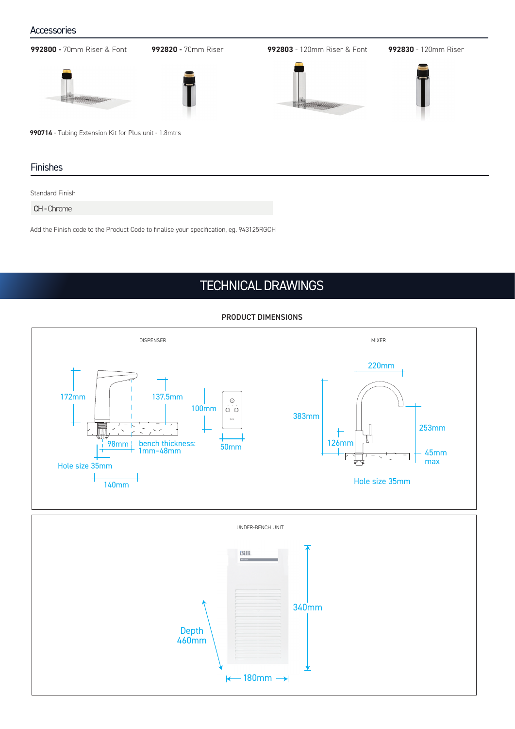## Accessories

**992800 -** 70mm Riser & Font

**992820 -** 70mm Riser

**992803** - 120mm Riser & Font

**992830** - 120mm Riser

**990714** - Tubing Extension Kit for Plus unit - 1.8mtrs

## Finishes

Standard Finish

| CH - Chrome |
|---|

Add the Finish code to the Product Code to finalise your specification, eg. 943125RGCH

# TECHNICAL DRAWINGS

### PRODUCT DIMENSIONS

DISPENSER

172mm
137.5mm
100mm
98mm
bench thickness: 1mm-48mm
50mm
Hole size 35mm
140mm

MIXER

220mm
383mm
253mm
126mm
45mm max
Hole size 35mm

UNDER-BENCH UNIT

340mm
Depth 460mm
180mm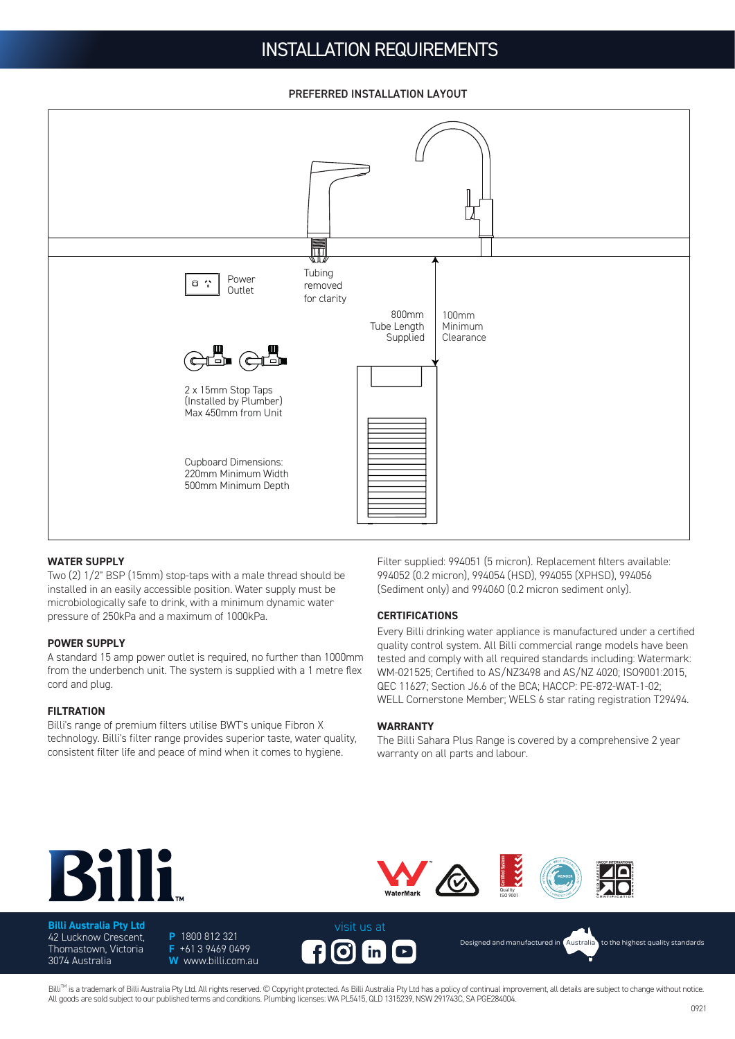# INSTALLATION REQUIREMENTS

## PREFERRED INSTALLATION LAYOUT

Power Outlet

Tubing removed for clarity

800mm Tube Length Supplied

100mm Minimum Clearance

2 x 15mm Stop Taps (Installed by Plumber) Max 450mm from Unit

Cupboard Dimensions:
220mm Minimum Width
500mm Minimum Depth

### WATER SUPPLY

Two (2) 1/2" BSP (15mm) stop-taps with a male thread should be installed in an easily accessible position. Water supply must be microbiologically safe to drink, with a minimum dynamic water pressure of 250kPa and a maximum of 1000kPa.

### POWER SUPPLY

A standard 15 amp power outlet is required, no further than 1000mm from the underbench unit. The system is supplied with a 1 metre flex cord and plug.

### FILTRATION

Billi's range of premium filters utilise BWT's unique Fibron X technology. Billi's filter range provides superior taste, water quality, consistent filter life and peace of mind when it comes to hygiene.

Filter supplied: 994051 (5 micron). Replacement filters available: 994052 (0.2 micron), 994054 (HSD), 994055 (XPHSD), 994056 (Sediment only) and 994060 (0.2 micron sediment only).

### CERTIFICATIONS

Every Billi drinking water appliance is manufactured under a certified quality control system. All Billi commercial range models have been tested and comply with all required standards including: Watermark: WM-021525; Certified to AS/NZ3498 and AS/NZ 4020; ISO9001:2015, QEC 11627; Section J6.6 of the BCA; HACCP: PE-872-WAT-1-02; WELL Cornerstone Member; WELS 6 star rating registration T29494.

### WARRANTY

The Billi Sahara Plus Range is covered by a comprehensive 2 year warranty on all parts and labour.

**Billi Australia Pty Ltd**
42 Lucknow Crescent,
Thomastown, Victoria
3074 Australia

**P** 1800 812 321
**F** +61 3 9469 0499
**W** www.billi.com.au

visit us at

Designed and manufactured in Australia to the highest quality standards

Billi™ is a trademark of Billi Australia Pty Ltd. All rights reserved. © Copyright protected. As Billi Australia Pty Ltd has a policy of continual improvement, all details are subject to change without notice. All goods are sold subject to our published terms and conditions. Plumbing licenses: WA PL5415, QLD 1315239, NSW 291743C, SA PGE284004.

0921